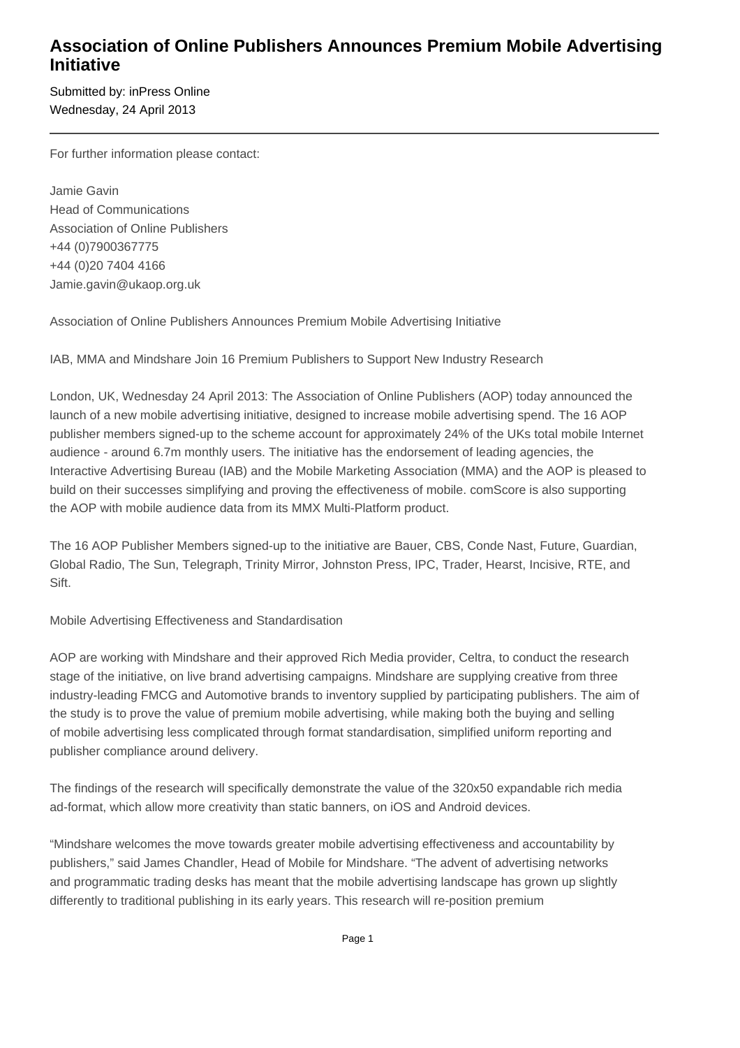# Association of Online Publishers Announces Premium Mobile Advertising Initiative

Submitted by: inPress Online
Wednesday, 24 April 2013

---

For further information please contact:

Jamie Gavin
Head of Communications
Association of Online Publishers
+44 (0)7900367775
+44 (0)20 7404 4166
Jamie.gavin@ukaop.org.uk

Association of Online Publishers Announces Premium Mobile Advertising Initiative

IAB, MMA and Mindshare Join 16 Premium Publishers to Support New Industry Research

London, UK, Wednesday 24 April 2013: The Association of Online Publishers (AOP) today announced the launch of a new mobile advertising initiative, designed to increase mobile advertising spend. The 16 AOP publisher members signed-up to the scheme account for approximately 24% of the UKs total mobile Internet audience - around 6.7m monthly users. The initiative has the endorsement of leading agencies, the Interactive Advertising Bureau (IAB) and the Mobile Marketing Association (MMA) and the AOP is pleased to build on their successes simplifying and proving the effectiveness of mobile. comScore is also supporting the AOP with mobile audience data from its MMX Multi-Platform product.

The 16 AOP Publisher Members signed-up to the initiative are Bauer, CBS, Conde Nast, Future, Guardian, Global Radio, The Sun, Telegraph, Trinity Mirror, Johnston Press, IPC, Trader, Hearst, Incisive, RTE, and Sift.

Mobile Advertising Effectiveness and Standardisation

AOP are working with Mindshare and their approved Rich Media provider, Celtra, to conduct the research stage of the initiative, on live brand advertising campaigns. Mindshare are supplying creative from three industry-leading FMCG and Automotive brands to inventory supplied by participating publishers. The aim of the study is to prove the value of premium mobile advertising, while making both the buying and selling of mobile advertising less complicated through format standardisation, simplified uniform reporting and publisher compliance around delivery.

The findings of the research will specifically demonstrate the value of the 320x50 expandable rich media ad-format, which allow more creativity than static banners, on iOS and Android devices.

"Mindshare welcomes the move towards greater mobile advertising effectiveness and accountability by publishers," said James Chandler, Head of Mobile for Mindshare. "The advent of advertising networks and programmatic trading desks has meant that the mobile advertising landscape has grown up slightly differently to traditional publishing in its early years. This research will re-position premium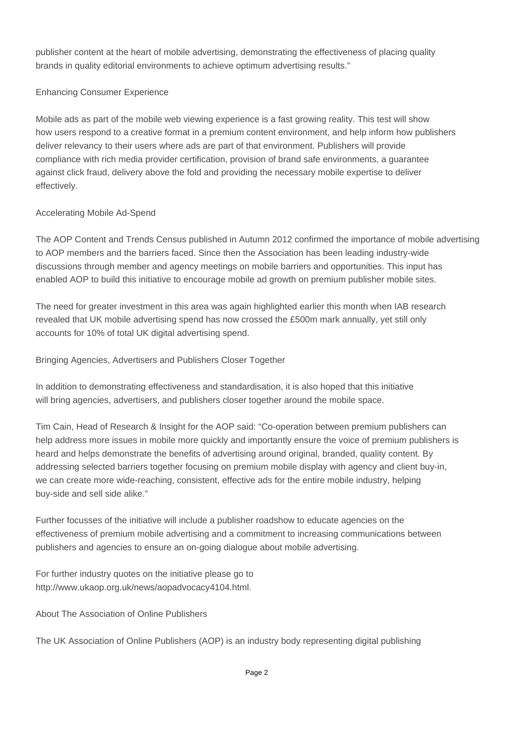publisher content at the heart of mobile advertising, demonstrating the effectiveness of placing quality brands in quality editorial environments to achieve optimum advertising results."

## Enhancing Consumer Experience

Mobile ads as part of the mobile web viewing experience is a fast growing reality. This test will show how users respond to a creative format in a premium content environment, and help inform how publishers deliver relevancy to their users where ads are part of that environment. Publishers will provide compliance with rich media provider certification, provision of brand safe environments, a guarantee against click fraud, delivery above the fold and providing the necessary mobile expertise to deliver effectively.

## Accelerating Mobile Ad-Spend

The AOP Content and Trends Census published in Autumn 2012 confirmed the importance of mobile advertising to AOP members and the barriers faced. Since then the Association has been leading industry-wide discussions through member and agency meetings on mobile barriers and opportunities. This input has enabled AOP to build this initiative to encourage mobile ad growth on premium publisher mobile sites.

The need for greater investment in this area was again highlighted earlier this month when IAB research revealed that UK mobile advertising spend has now crossed the £500m mark annually, yet still only accounts for 10% of total UK digital advertising spend.

## Bringing Agencies, Advertisers and Publishers Closer Together

In addition to demonstrating effectiveness and standardisation, it is also hoped that this initiative will bring agencies, advertisers, and publishers closer together around the mobile space.

Tim Cain, Head of Research & Insight for the AOP said: "Co-operation between premium publishers can help address more issues in mobile more quickly and importantly ensure the voice of premium publishers is heard and helps demonstrate the benefits of advertising around original, branded, quality content. By addressing selected barriers together focusing on premium mobile display with agency and client buy-in, we can create more wide-reaching, consistent, effective ads for the entire mobile industry, helping buy-side and sell side alike."

Further focusses of the initiative will include a publisher roadshow to educate agencies on the effectiveness of premium mobile advertising and a commitment to increasing communications between publishers and agencies to ensure an on-going dialogue about mobile advertising.

For further industry quotes on the initiative please go to http://www.ukaop.org.uk/news/aopadvocacy4104.html.

## About The Association of Online Publishers

The UK Association of Online Publishers (AOP) is an industry body representing digital publishing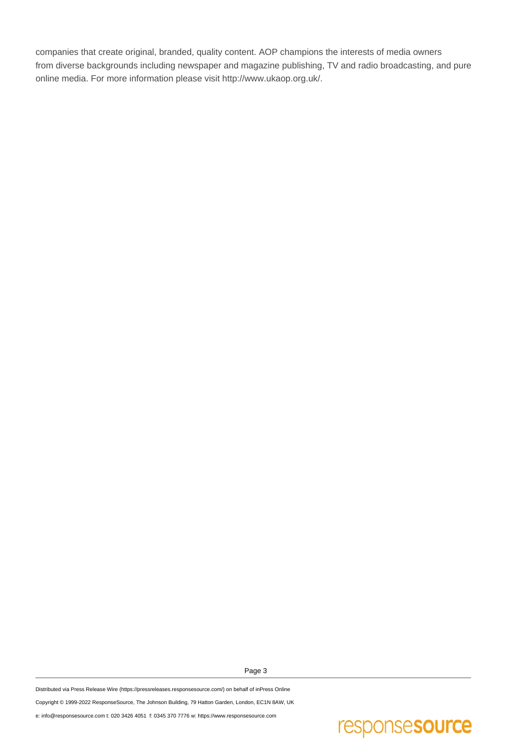companies that create original, branded, quality content. AOP champions the interests of media owners from diverse backgrounds including newspaper and magazine publishing, TV and radio broadcasting, and pure online media. For more information please visit http://www.ukaop.org.uk/.